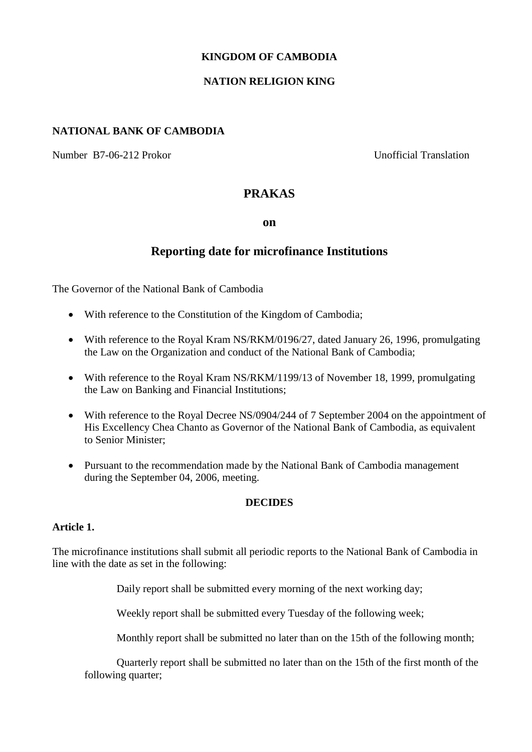**KINGDOM OF CAMBODIA**

**NATION RELIGION KING**

**NATIONAL BANK OF CAMBODIA**

Number B7-06-212 Prokor — Unofficial Translation

# PRAKAS

## on

## Reporting date for microfinance Institutions

The Governor of the National Bank of Cambodia

- With reference to the Constitution of the Kingdom of Cambodia;
- With reference to the Royal Kram NS/RKM/0196/27, dated January 26, 1996, promulgating the Law on the Organization and conduct of the National Bank of Cambodia;
- With reference to the Royal Kram NS/RKM/1199/13 of November 18, 1999, promulgating the Law on Banking and Financial Institutions;
- With reference to the Royal Decree NS/0904/244 of 7 September 2004 on the appointment of His Excellency Chea Chanto as Governor of the National Bank of Cambodia, as equivalent to Senior Minister;
- Pursuant to the recommendation made by the National Bank of Cambodia management during the September 04, 2006, meeting.

**DECIDES**

**Article 1.**

The microfinance institutions shall submit all periodic reports to the National Bank of Cambodia in line with the date as set in the following:

Daily report shall be submitted every morning of the next working day;

Weekly report shall be submitted every Tuesday of the following week;

Monthly report shall be submitted no later than on the 15th of the following month;

Quarterly report shall be submitted no later than on the 15th of the first month of the following quarter;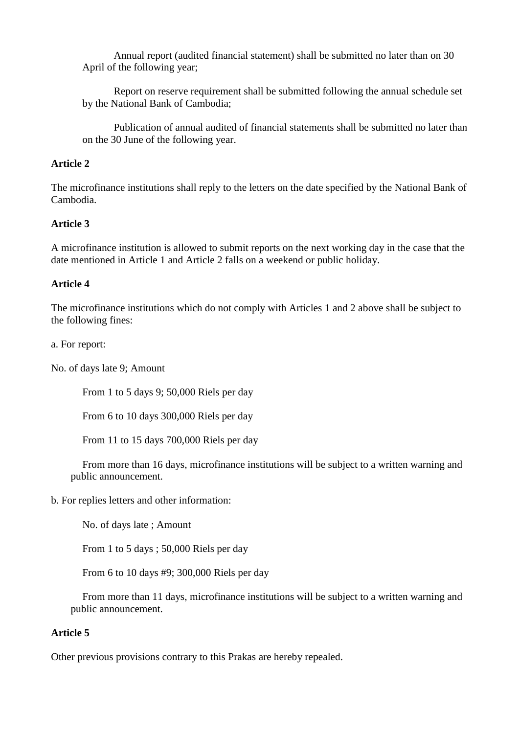Annual report (audited financial statement) shall be submitted no later than on 30 April of the following year;

Report on reserve requirement shall be submitted following the annual schedule set by the National Bank of Cambodia;

Publication of annual audited of financial statements shall be submitted no later than on the 30 June of the following year.

**Article 2**

The microfinance institutions shall reply to the letters on the date specified by the National Bank of Cambodia.

**Article 3**

A microfinance institution is allowed to submit reports on the next working day in the case that the date mentioned in Article 1 and Article 2 falls on a weekend or public holiday.

**Article 4**

The microfinance institutions which do not comply with Articles 1 and 2 above shall be subject to the following fines:

a. For report:

No. of days late 9; Amount

From 1 to 5 days 9; 50,000 Riels per day

From 6 to 10 days 300,000 Riels per day

From 11 to 15 days 700,000 Riels per day

From more than 16 days, microfinance institutions will be subject to a written warning and public announcement.

b. For replies letters and other information:

No. of days late ; Amount

From 1 to 5 days ; 50,000 Riels per day

From 6 to 10 days #9; 300,000 Riels per day

From more than 11 days, microfinance institutions will be subject to a written warning and public announcement.

**Article 5**

Other previous provisions contrary to this Prakas are hereby repealed.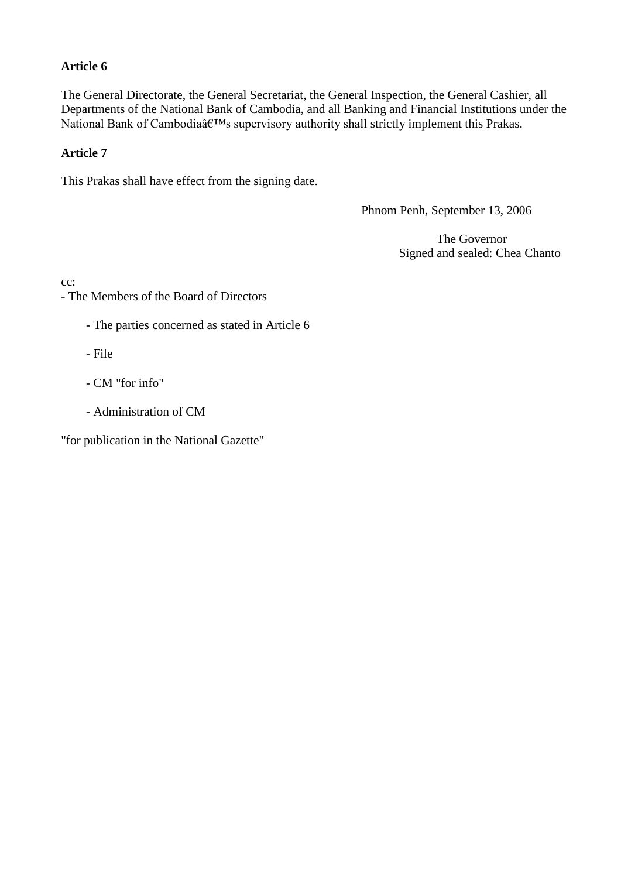**Article 6**

The General Directorate, the General Secretariat, the General Inspection, the General Cashier, all Departments of the National Bank of Cambodia, and all Banking and Financial Institutions under the National Bank of Cambodiaâ€™s supervisory authority shall strictly implement this Prakas.

**Article 7**

This Prakas shall have effect from the signing date.

Phnom Penh, September 13, 2006

The Governor
Signed and sealed: Chea Chanto

cc:
- The Members of the Board of Directors

- The parties concerned as stated in Article 6

- File

- CM "for info"

- Administration of CM

"for publication in the National Gazette"